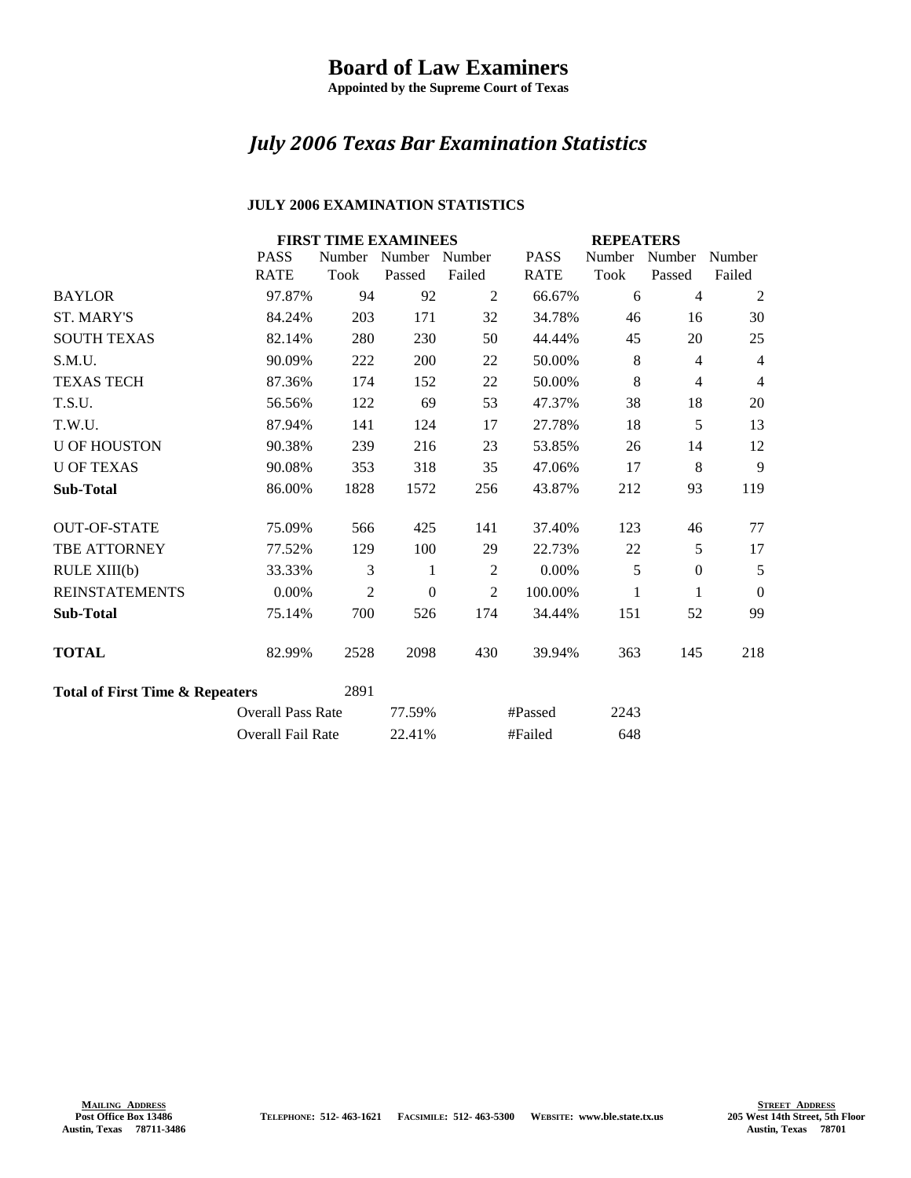# Board of Law Examiners

**Appointed by the Supreme Court of Texas**

## *July 2006 Texas Bar Examination Statistics*

### JULY 2006 EXAMINATION STATISTICS

| | FIRST TIME EXAMINEES | | | | REPEATERS | | | |
|---|---|---|---|---|---|---|---|---|
| | PASS RATE | Number Took | Number Passed | Number Failed | PASS RATE | Number Took | Number Passed | Number Failed |
| BAYLOR | 97.87% | 94 | 92 | 2 | 66.67% | 6 | 4 | 2 |
| ST. MARY'S | 84.24% | 203 | 171 | 32 | 34.78% | 46 | 16 | 30 |
| SOUTH TEXAS | 82.14% | 280 | 230 | 50 | 44.44% | 45 | 20 | 25 |
| S.M.U. | 90.09% | 222 | 200 | 22 | 50.00% | 8 | 4 | 4 |
| TEXAS TECH | 87.36% | 174 | 152 | 22 | 50.00% | 8 | 4 | 4 |
| T.S.U. | 56.56% | 122 | 69 | 53 | 47.37% | 38 | 18 | 20 |
| T.W.U. | 87.94% | 141 | 124 | 17 | 27.78% | 18 | 5 | 13 |
| U OF HOUSTON | 90.38% | 239 | 216 | 23 | 53.85% | 26 | 14 | 12 |
| U OF TEXAS | 90.08% | 353 | 318 | 35 | 47.06% | 17 | 8 | 9 |
| **Sub-Total** | 86.00% | 1828 | 1572 | 256 | 43.87% | 212 | 93 | 119 |
| OUT-OF-STATE | 75.09% | 566 | 425 | 141 | 37.40% | 123 | 46 | 77 |
| TBE ATTORNEY | 77.52% | 129 | 100 | 29 | 22.73% | 22 | 5 | 17 |
| RULE XIII(b) | 33.33% | 3 | 1 | 2 | 0.00% | 5 | 0 | 5 |
| REINSTATEMENTS | 0.00% | 2 | 0 | 2 | 100.00% | 1 | 1 | 0 |
| **Sub-Total** | 75.14% | 700 | 526 | 174 | 34.44% | 151 | 52 | 99 |
| **TOTAL** | 82.99% | 2528 | 2098 | 430 | 39.94% | 363 | 145 | 218 |

| **Total of First Time & Repeaters** | 2891 | | | |
|---|---|---|---|---|
| Overall Pass Rate | | 77.59% | #Passed | 2243 |
| Overall Fail Rate | | 22.41% | #Failed | 648 |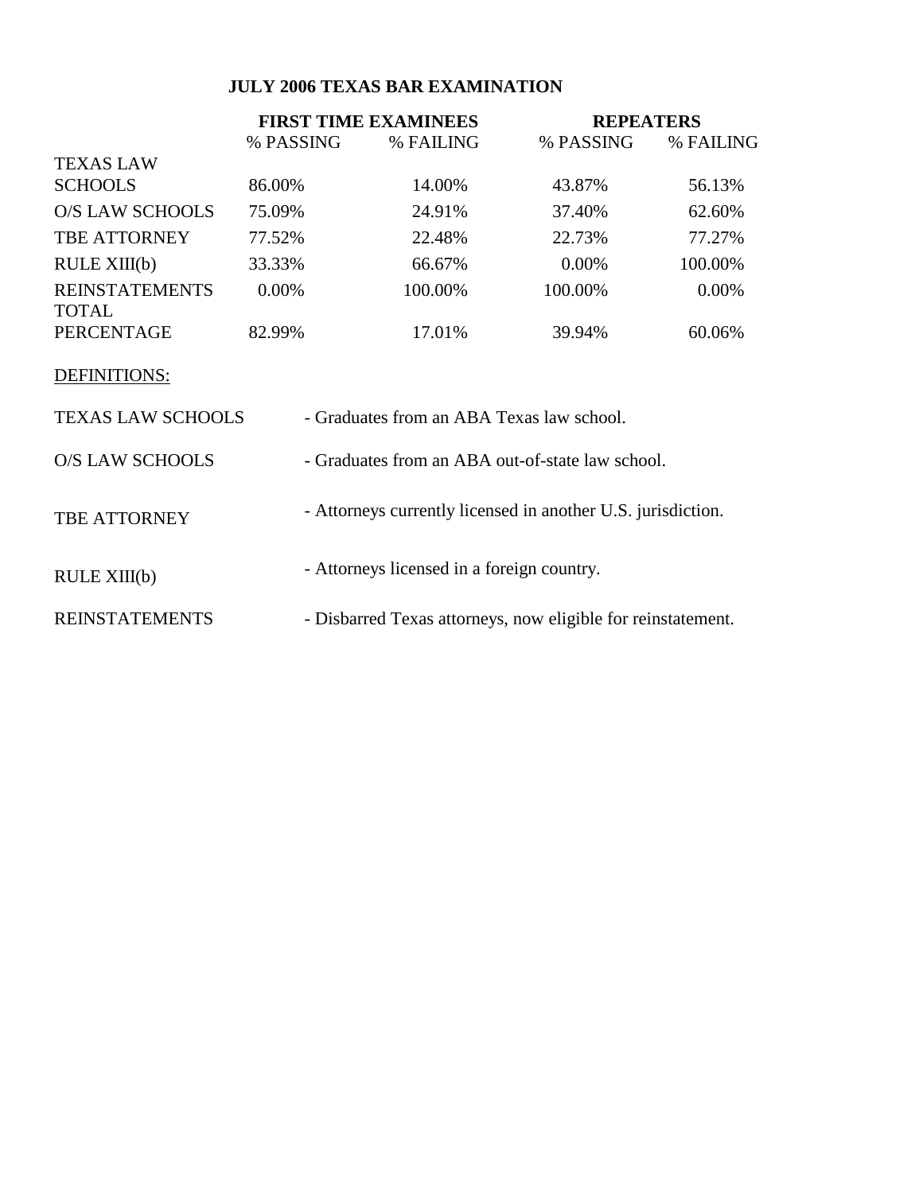# JULY 2006 TEXAS BAR EXAMINATION

| | FIRST TIME EXAMINEES | | REPEATERS | |
|---|---|---|---|---|
| | % PASSING | % FAILING | % PASSING | % FAILING |
| TEXAS LAW SCHOOLS | 86.00% | 14.00% | 43.87% | 56.13% |
| O/S LAW SCHOOLS | 75.09% | 24.91% | 37.40% | 62.60% |
| TBE ATTORNEY | 77.52% | 22.48% | 22.73% | 77.27% |
| RULE XIII(b) | 33.33% | 66.67% | 0.00% | 100.00% |
| REINSTATEMENTS | 0.00% | 100.00% | 100.00% | 0.00% |
| TOTAL PERCENTAGE | 82.99% | 17.01% | 39.94% | 60.06% |

DEFINITIONS:

TEXAS LAW SCHOOLS - Graduates from an ABA Texas law school.

O/S LAW SCHOOLS - Graduates from an ABA out-of-state law school.

TBE ATTORNEY - Attorneys currently licensed in another U.S. jurisdiction.

RULE XIII(b) - Attorneys licensed in a foreign country.

REINSTATEMENTS - Disbarred Texas attorneys, now eligible for reinstatement.